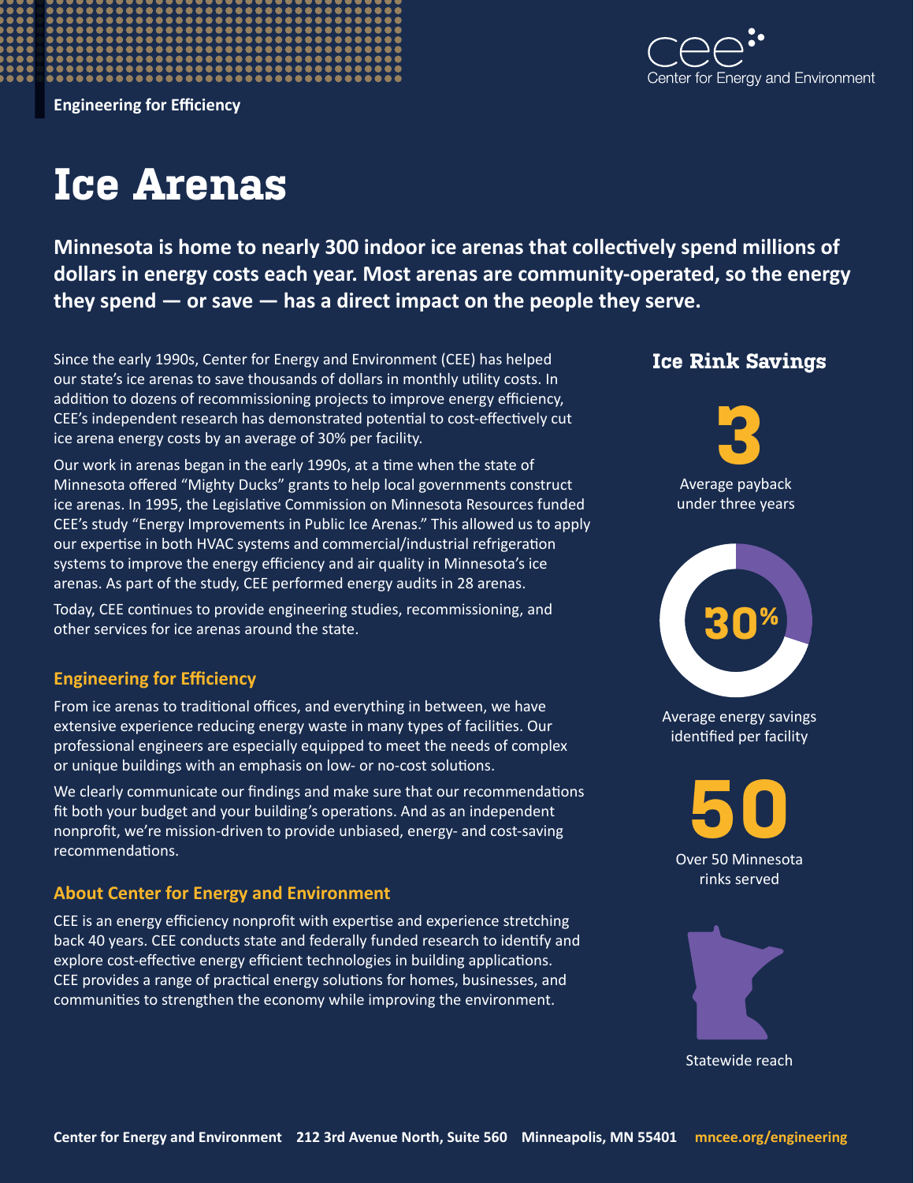Engineering for Efficiency

Center for Energy and Environment

# Ice Arenas

**Minnesota is home to nearly 300 indoor ice arenas that collectively spend millions of dollars in energy costs each year. Most arenas are community-operated, so the energy they spend — or save — has a direct impact on the people they serve.**

Since the early 1990s, Center for Energy and Environment (CEE) has helped our state's ice arenas to save thousands of dollars in monthly utility costs. In addition to dozens of recommissioning projects to improve energy efficiency, CEE's independent research has demonstrated potential to cost-effectively cut ice arena energy costs by an average of 30% per facility.

Our work in arenas began in the early 1990s, at a time when the state of Minnesota offered "Mighty Ducks" grants to help local governments construct ice arenas. In 1995, the Legislative Commission on Minnesota Resources funded CEE's study "Energy Improvements in Public Ice Arenas." This allowed us to apply our expertise in both HVAC systems and commercial/industrial refrigeration systems to improve the energy efficiency and air quality in Minnesota's ice arenas. As part of the study, CEE performed energy audits in 28 arenas.

Today, CEE continues to provide engineering studies, recommissioning, and other services for ice arenas around the state.

## Engineering for Efficiency

From ice arenas to traditional offices, and everything in between, we have extensive experience reducing energy waste in many types of facilities. Our professional engineers are especially equipped to meet the needs of complex or unique buildings with an emphasis on low- or no-cost solutions.

We clearly communicate our findings and make sure that our recommendations fit both your budget and your building's operations. And as an independent nonprofit, we're mission-driven to provide unbiased, energy- and cost-saving recommendations.

## About Center for Energy and Environment

CEE is an energy efficiency nonprofit with expertise and experience stretching back 40 years. CEE conducts state and federally funded research to identify and explore cost-effective energy efficient technologies in building applications. CEE provides a range of practical energy solutions for homes, businesses, and communities to strengthen the economy while improving the environment.

## Ice Rink Savings

**3**

Average payback under three years

**30%**

Average energy savings identified per facility

**50**

Over 50 Minnesota rinks served

Statewide reach

**Center for Energy and Environment** 212 3rd Avenue North, Suite 560 Minneapolis, MN 55401 mncee.org/engineering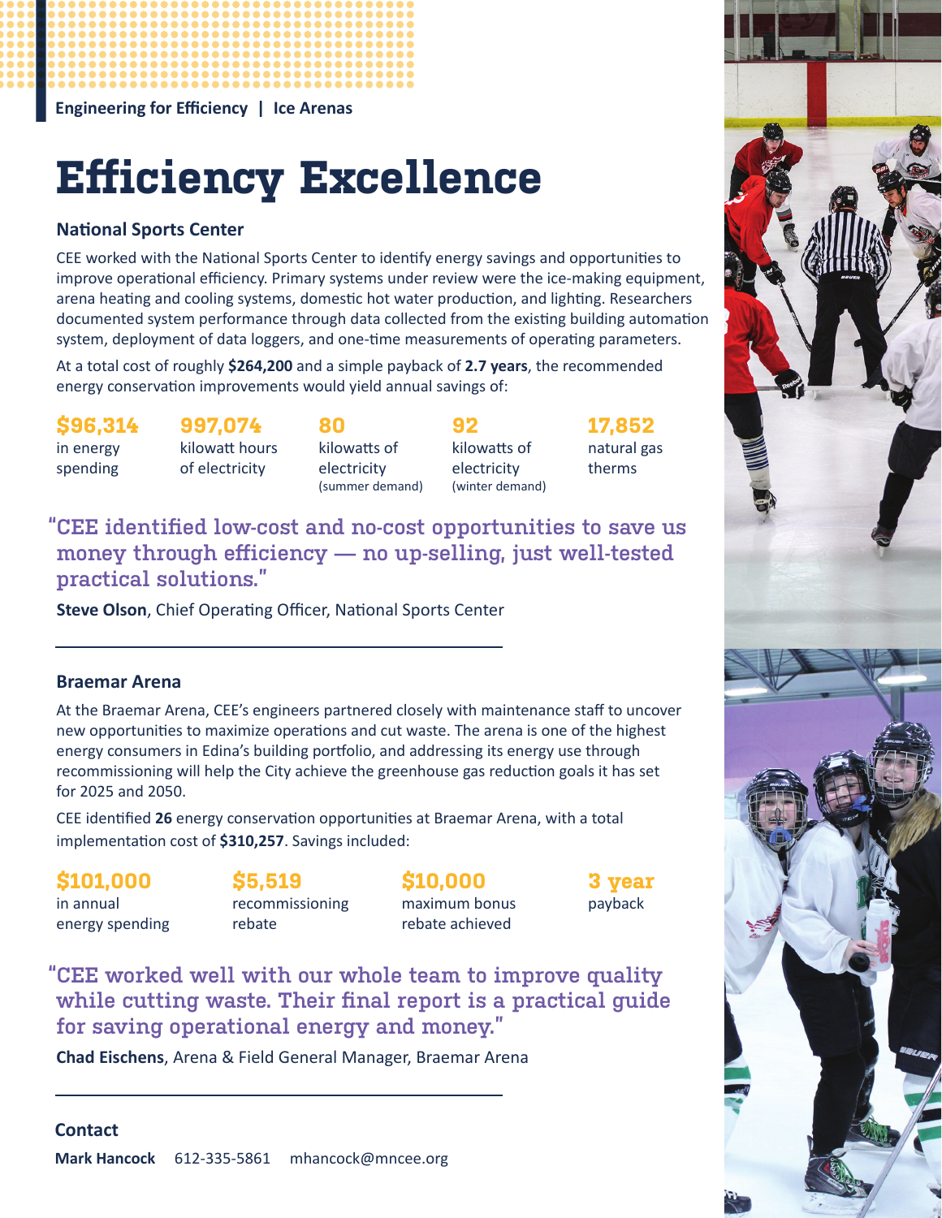Engineering for Efficiency | Ice Arenas

# Efficiency Excellence

### National Sports Center

CEE worked with the National Sports Center to identify energy savings and opportunities to improve operational efficiency. Primary systems under review were the ice-making equipment, arena heating and cooling systems, domestic hot water production, and lighting. Researchers documented system performance through data collected from the existing building automation system, deployment of data loggers, and one-time measurements of operating parameters.

At a total cost of roughly **$264,200** and a simple payback of **2.7 years**, the recommended energy conservation improvements would yield annual savings of:

**$96,314**
in energy spending

**997,074**
kilowatt hours of electricity

**80**
kilowatts of electricity (summer demand)

**92**
kilowatts of electricity (winter demand)

**17,852**
natural gas therms

"CEE identified low-cost and no-cost opportunities to save us money through efficiency — no up-selling, just well-tested practical solutions."

**Steve Olson**, Chief Operating Officer, National Sports Center

### Braemar Arena

At the Braemar Arena, CEE's engineers partnered closely with maintenance staff to uncover new opportunities to maximize operations and cut waste. The arena is one of the highest energy consumers in Edina's building portfolio, and addressing its energy use through recommissioning will help the City achieve the greenhouse gas reduction goals it has set for 2025 and 2050.

CEE identified **26** energy conservation opportunities at Braemar Arena, with a total implementation cost of **$310,257**. Savings included:

**$101,000**
in annual energy spending

**$5,519**
recommissioning rebate

**$10,000**
maximum bonus rebate achieved

**3 year**
payback

"CEE worked well with our whole team to improve quality while cutting waste. Their final report is a practical guide for saving operational energy and money."

**Chad Eischens**, Arena & Field General Manager, Braemar Arena

### Contact

**Mark Hancock** 612-335-5861 mhancock@mncee.org